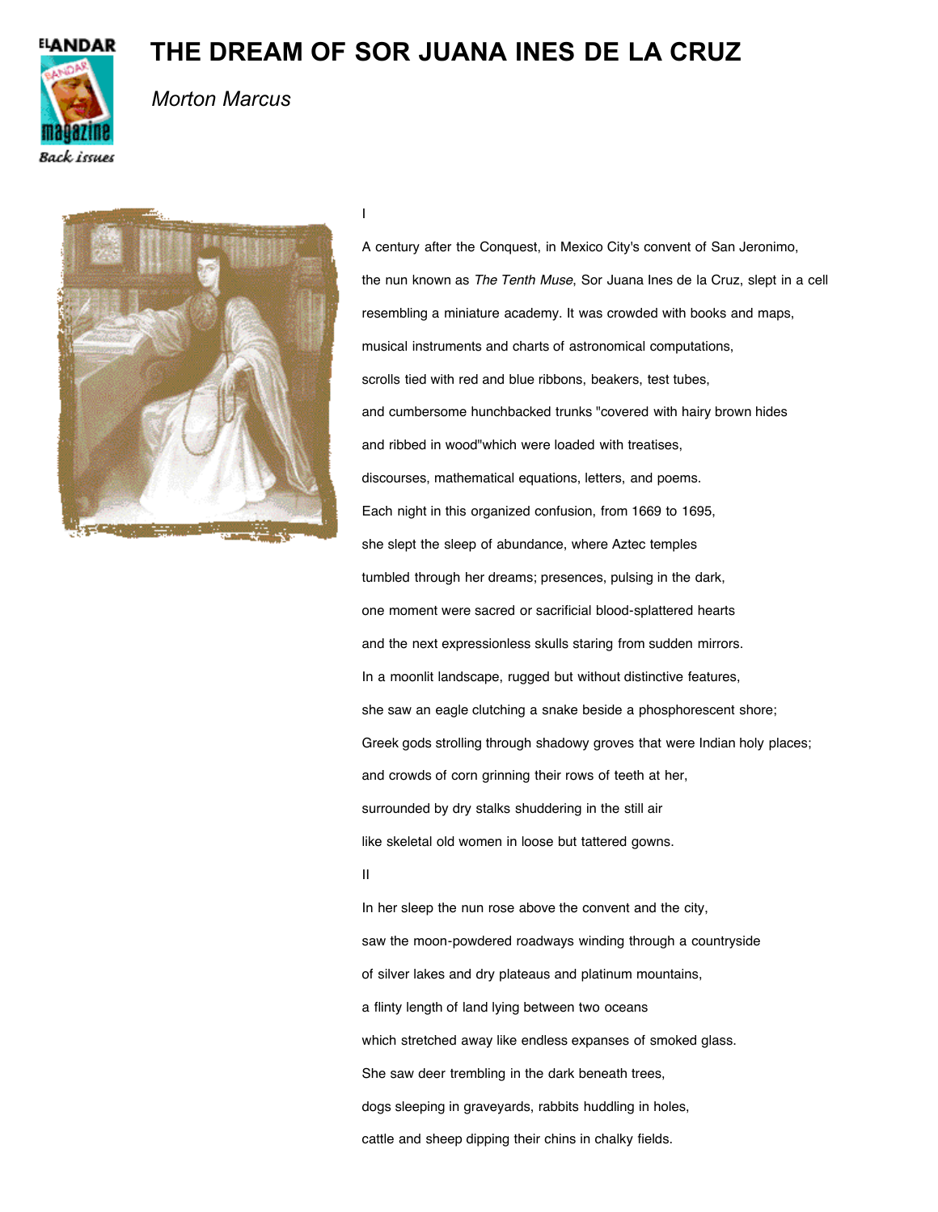# THE DREAM OF SOR JUANA INES DE LA CRUZ

*Morton Marcus*

I

A century after the Conquest, in Mexico City's convent of San Jeronimo,

the nun known as *The Tenth Muse*, Sor Juana Ines de la Cruz, slept in a cell

resembling a miniature academy. It was crowded with books and maps,

musical instruments and charts of astronomical computations,

scrolls tied with red and blue ribbons, beakers, test tubes,

and cumbersome hunchbacked trunks "covered with hairy brown hides

and ribbed in wood"which were loaded with treatises,

discourses, mathematical equations, letters, and poems.

Each night in this organized confusion, from 1669 to 1695,

she slept the sleep of abundance, where Aztec temples

tumbled through her dreams; presences, pulsing in the dark,

one moment were sacred or sacrificial blood-splattered hearts

and the next expressionless skulls staring from sudden mirrors.

In a moonlit landscape, rugged but without distinctive features,

she saw an eagle clutching a snake beside a phosphorescent shore;

Greek gods strolling through shadowy groves that were Indian holy places;

and crowds of corn grinning their rows of teeth at her,

surrounded by dry stalks shuddering in the still air

like skeletal old women in loose but tattered gowns.

II

In her sleep the nun rose above the convent and the city,

saw the moon-powdered roadways winding through a countryside

of silver lakes and dry plateaus and platinum mountains,

a flinty length of land lying between two oceans

which stretched away like endless expanses of smoked glass.

She saw deer trembling in the dark beneath trees,

dogs sleeping in graveyards, rabbits huddling in holes,

cattle and sheep dipping their chins in chalky fields.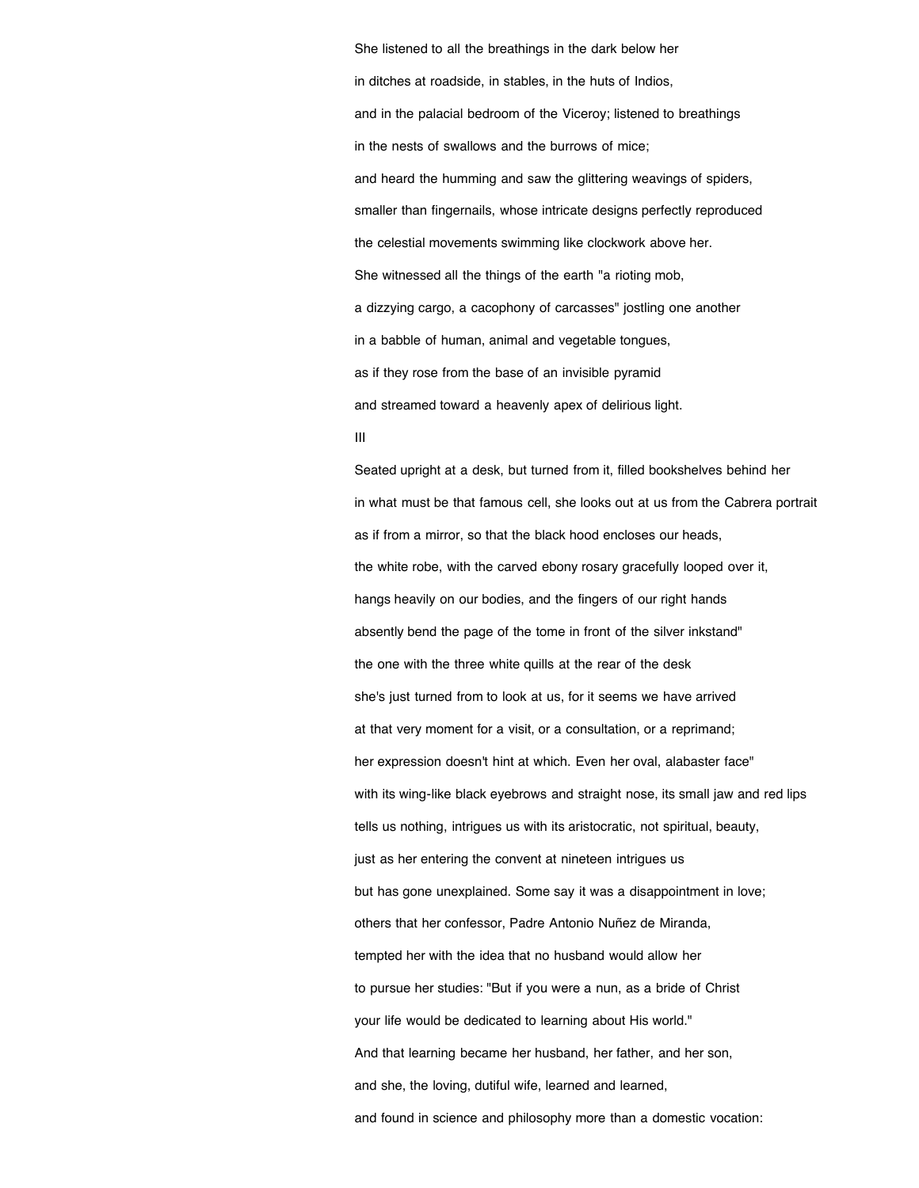She listened to all the breathings in the dark below her

in ditches at roadside, in stables, in the huts of Indios,

and in the palacial bedroom of the Viceroy; listened to breathings

in the nests of swallows and the burrows of mice;

and heard the humming and saw the glittering weavings of spiders,

smaller than fingernails, whose intricate designs perfectly reproduced

the celestial movements swimming like clockwork above her.

She witnessed all the things of the earth "a rioting mob,

a dizzying cargo, a cacophony of carcasses" jostling one another

in a babble of human, animal and vegetable tongues,

as if they rose from the base of an invisible pyramid

and streamed toward a heavenly apex of delirious light.

III

Seated upright at a desk, but turned from it, filled bookshelves behind her

in what must be that famous cell, she looks out at us from the Cabrera portrait

as if from a mirror, so that the black hood encloses our heads,

the white robe, with the carved ebony rosary gracefully looped over it,

hangs heavily on our bodies, and the fingers of our right hands

absently bend the page of the tome in front of the silver inkstand"

the one with the three white quills at the rear of the desk

she's just turned from to look at us, for it seems we have arrived

at that very moment for a visit, or a consultation, or a reprimand;

her expression doesn't hint at which. Even her oval, alabaster face"

with its wing-like black eyebrows and straight nose, its small jaw and red lips

tells us nothing, intrigues us with its aristocratic, not spiritual, beauty,

just as her entering the convent at nineteen intrigues us

but has gone unexplained. Some say it was a disappointment in love;

others that her confessor, Padre Antonio Nuñez de Miranda,

tempted her with the idea that no husband would allow her

to pursue her studies: "But if you were a nun, as a bride of Christ

your life would be dedicated to learning about His world."

And that learning became her husband, her father, and her son,

and she, the loving, dutiful wife, learned and learned,

and found in science and philosophy more than a domestic vocation: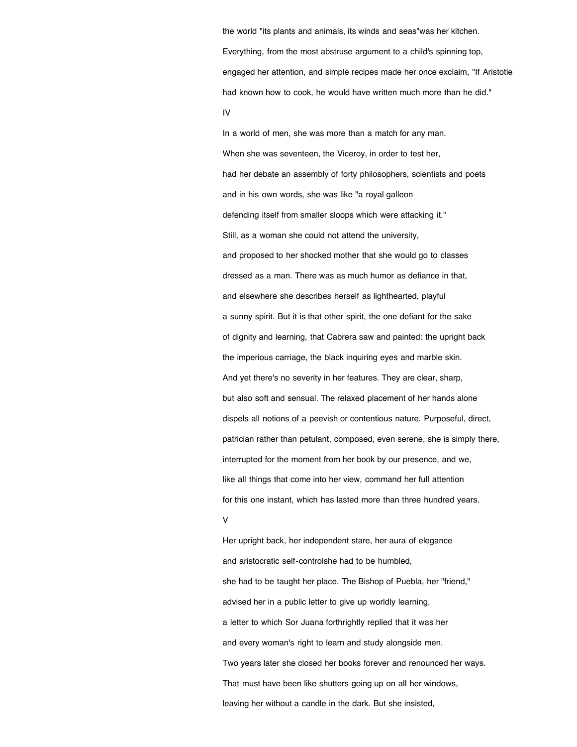the world "its plants and animals, its winds and seas"was her kitchen.

Everything, from the most abstruse argument to a child's spinning top,

engaged her attention, and simple recipes made her once exclaim, "If Aristotle

had known how to cook, he would have written much more than he did."

IV

In a world of men, she was more than a match for any man.

When she was seventeen, the Viceroy, in order to test her,

had her debate an assembly of forty philosophers, scientists and poets

and in his own words, she was like "a royal galleon

defending itself from smaller sloops which were attacking it."

Still, as a woman she could not attend the university,

and proposed to her shocked mother that she would go to classes

dressed as a man. There was as much humor as defiance in that,

and elsewhere she describes herself as lighthearted, playful

a sunny spirit. But it is that other spirit, the one defiant for the sake

of dignity and learning, that Cabrera saw and painted: the upright back

the imperious carriage, the black inquiring eyes and marble skin.

And yet there's no severity in her features. They are clear, sharp,

but also soft and sensual. The relaxed placement of her hands alone

dispels all notions of a peevish or contentious nature. Purposeful, direct,

patrician rather than petulant, composed, even serene, she is simply there,

interrupted for the moment from her book by our presence, and we,

like all things that come into her view, command her full attention

for this one instant, which has lasted more than three hundred years.

V

Her upright back, her independent stare, her aura of elegance

and aristocratic self-controlshe had to be humbled,

she had to be taught her place. The Bishop of Puebla, her "friend,"

advised her in a public letter to give up worldly learning,

a letter to which Sor Juana forthrightly replied that it was her

and every woman's right to learn and study alongside men.

Two years later she closed her books forever and renounced her ways.

That must have been like shutters going up on all her windows,

leaving her without a candle in the dark. But she insisted,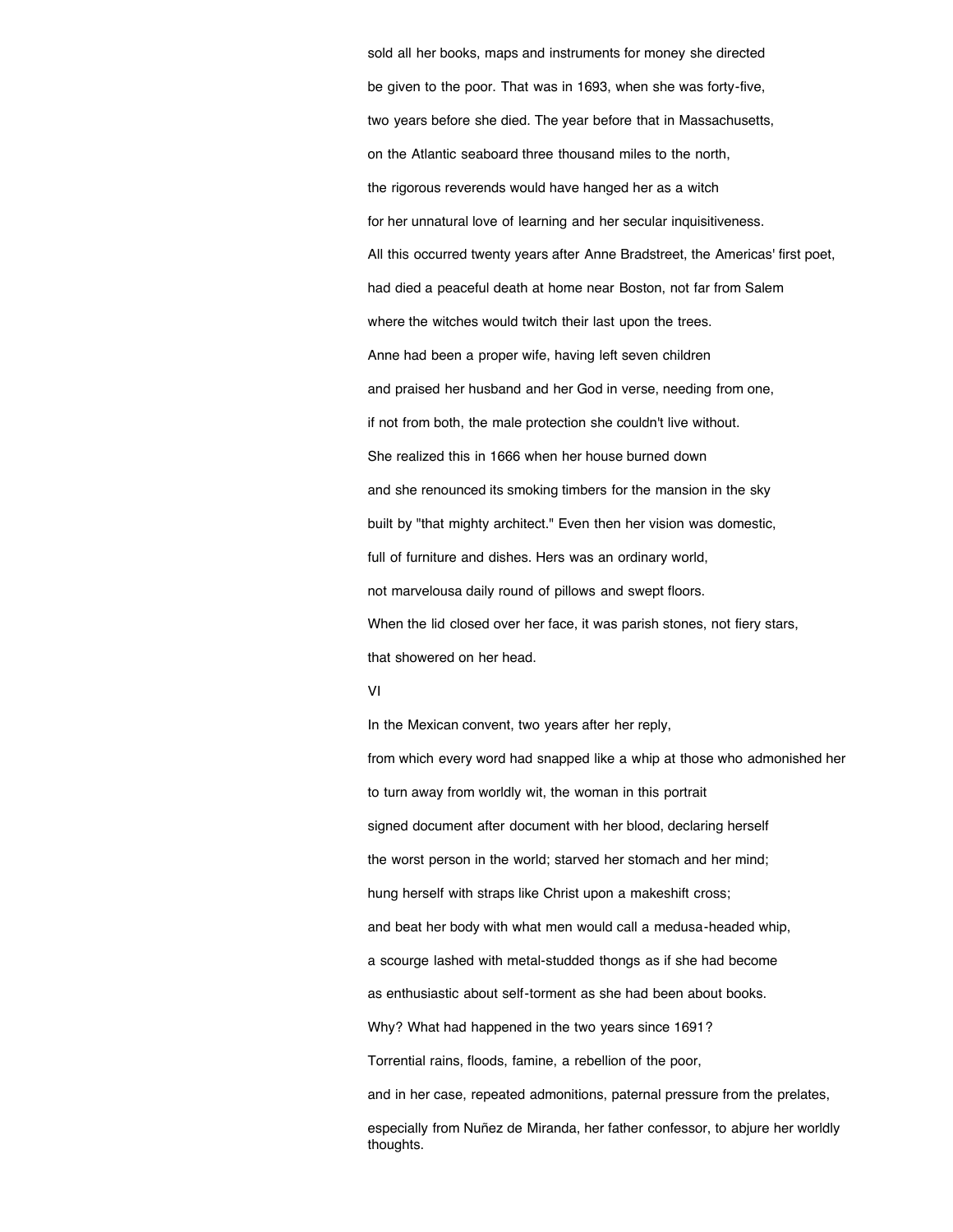sold all her books, maps and instruments for money she directed

be given to the poor. That was in 1693, when she was forty-five,

two years before she died. The year before that in Massachusetts,

on the Atlantic seaboard three thousand miles to the north,

the rigorous reverends would have hanged her as a witch

for her unnatural love of learning and her secular inquisitiveness.

All this occurred twenty years after Anne Bradstreet, the Americas' first poet,

had died a peaceful death at home near Boston, not far from Salem

where the witches would twitch their last upon the trees.

Anne had been a proper wife, having left seven children

and praised her husband and her God in verse, needing from one,

if not from both, the male protection she couldn't live without.

She realized this in 1666 when her house burned down

and she renounced its smoking timbers for the mansion in the sky

built by "that mighty architect." Even then her vision was domestic,

full of furniture and dishes. Hers was an ordinary world,

not marvelousa daily round of pillows and swept floors.

When the lid closed over her face, it was parish stones, not fiery stars,

that showered on her head.

VI

In the Mexican convent, two years after her reply,

from which every word had snapped like a whip at those who admonished her

to turn away from worldly wit, the woman in this portrait

signed document after document with her blood, declaring herself

the worst person in the world; starved her stomach and her mind;

hung herself with straps like Christ upon a makeshift cross;

and beat her body with what men would call a medusa-headed whip,

a scourge lashed with metal-studded thongs as if she had become

as enthusiastic about self-torment as she had been about books.

Why? What had happened in the two years since 1691?

Torrential rains, floods, famine, a rebellion of the poor,

and in her case, repeated admonitions, paternal pressure from the prelates,

especially from Nuñez de Miranda, her father confessor, to abjure her worldly thoughts.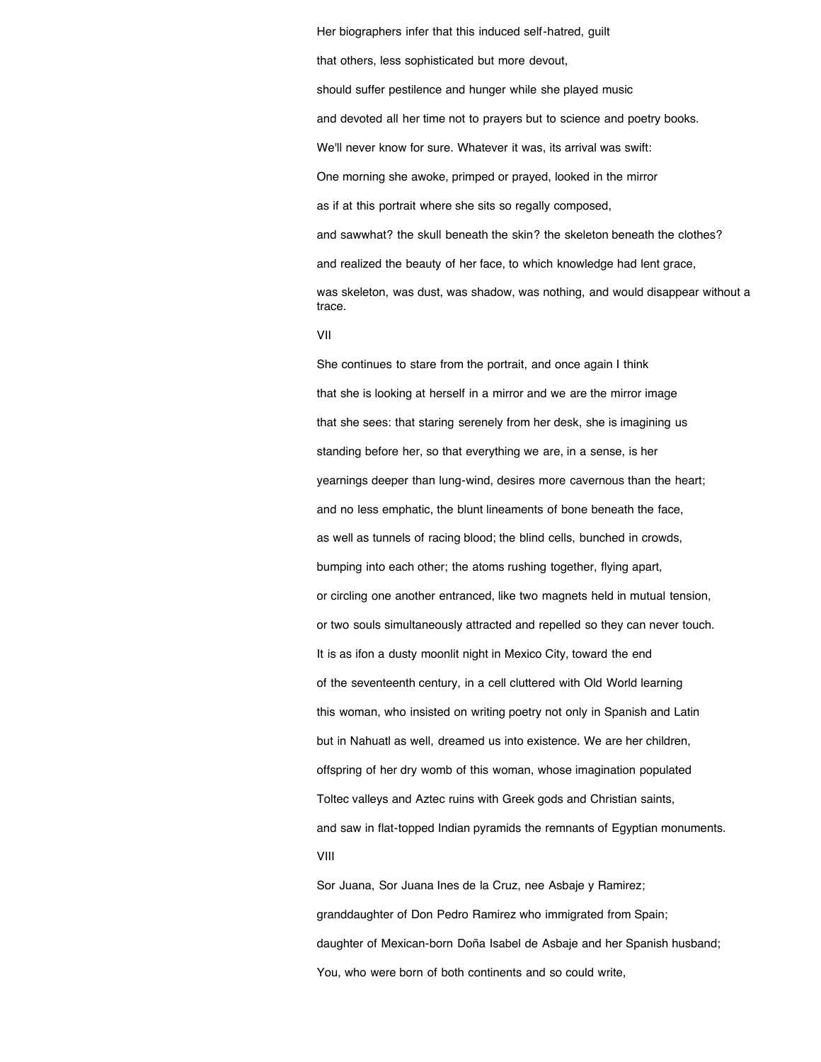Her biographers infer that this induced self-hatred, guilt

that others, less sophisticated but more devout,

should suffer pestilence and hunger while she played music

and devoted all her time not to prayers but to science and poetry books.

We'll never know for sure. Whatever it was, its arrival was swift:

One morning she awoke, primped or prayed, looked in the mirror

as if at this portrait where she sits so regally composed,

and sawwhat? the skull beneath the skin? the skeleton beneath the clothes?

and realized the beauty of her face, to which knowledge had lent grace,

was skeleton, was dust, was shadow, was nothing, and would disappear without a trace.

VII

She continues to stare from the portrait, and once again I think

that she is looking at herself in a mirror and we are the mirror image

that she sees: that staring serenely from her desk, she is imagining us

standing before her, so that everything we are, in a sense, is her

yearnings deeper than lung-wind, desires more cavernous than the heart;

and no less emphatic, the blunt lineaments of bone beneath the face,

as well as tunnels of racing blood; the blind cells, bunched in crowds,

bumping into each other; the atoms rushing together, flying apart,

or circling one another entranced, like two magnets held in mutual tension,

or two souls simultaneously attracted and repelled so they can never touch.

It is as ifon a dusty moonlit night in Mexico City, toward the end

of the seventeenth century, in a cell cluttered with Old World learning

this woman, who insisted on writing poetry not only in Spanish and Latin

but in Nahuatl as well, dreamed us into existence. We are her children,

offspring of her dry womb of this woman, whose imagination populated

Toltec valleys and Aztec ruins with Greek gods and Christian saints,

and saw in flat-topped Indian pyramids the remnants of Egyptian monuments.

VIII

Sor Juana, Sor Juana Ines de la Cruz, nee Asbaje y Ramirez;

granddaughter of Don Pedro Ramirez who immigrated from Spain;

daughter of Mexican-born Doña Isabel de Asbaje and her Spanish husband;

You, who were born of both continents and so could write,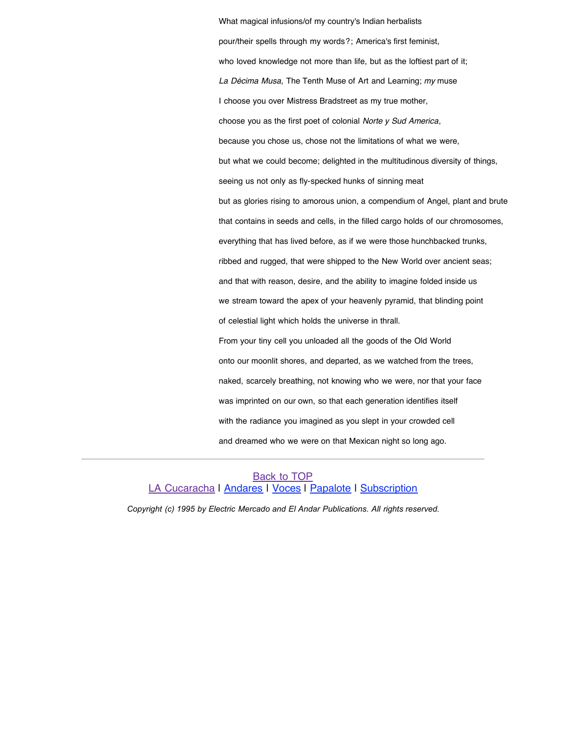What magical infusions/of my country's Indian herbalists

pour/their spells through my words?; America's first feminist,

who loved knowledge not more than life, but as the loftiest part of it;

*La Décima Musa*, The Tenth Muse of Art and Learning; *my* muse

I choose you over Mistress Bradstreet as my true mother,

choose you as the first poet of colonial *Norte y Sud America*,

because you chose us, chose not the limitations of what we were,

but what we could become; delighted in the multitudinous diversity of things,

seeing us not only as fly-specked hunks of sinning meat

but as glories rising to amorous union, a compendium of Angel, plant and brute

that contains in seeds and cells, in the filled cargo holds of our chromosomes,

everything that has lived before, as if we were those hunchbacked trunks,

ribbed and rugged, that were shipped to the New World over ancient seas;

and that with reason, desire, and the ability to imagine folded inside us

we stream toward the apex of your heavenly pyramid, that blinding point

of celestial light which holds the universe in thrall.

From your tiny cell you unloaded all the goods of the Old World

onto our moonlit shores, and departed, as we watched from the trees,

naked, scarcely breathing, not knowing who we were, nor that your face

was imprinted on our own, so that each generation identifies itself

with the radiance you imagined as you slept in your crowded cell

and dreamed who we were on that Mexican night so long ago.

---

Back to TOP

LA Cucaracha | Andares | Voces | Papalote | Subscription

*Copyright (c) 1995 by Electric Mercado and El Andar Publications. All rights reserved.*